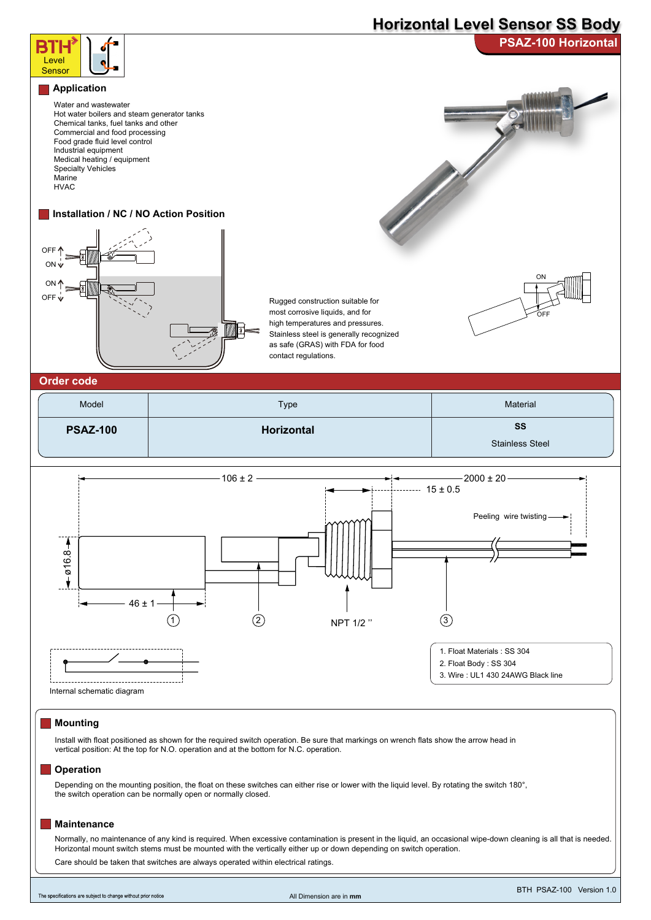# Horizontal Level Sensor SS Body

## PSAZ-100 Horizontal

BTH Level Sensor

## Application

- Water and wastewater
- Hot water boilers and steam generator tanks
- Chemical tanks, fuel tanks and other
- Commercial and food processing
- Food grade fluid level control
- Industrial equipment
- Medical heating / equipment
- Specialty Vehicles
- Marine
- HVAC

## Installation / NC / NO Action Position

OFF ON ON OFF

ON OFF

Rugged construction suitable for most corrosive liquids, and for high temperatures and pressures. Stainless steel is generally recognized as safe (GRAS) with FDA for food contact regulations.

## Order code

| Model | Type | Material |
|---|---|---|
| **PSAZ-100** | **Horizontal** | **SS** Stainless Steel |

106 ± 2

2000 ± 20

15 ± 0.5

Peeling wire twisting

ø16.8

46 ± 1

NPT 1/2 ''

①  ②  ③

Internal schematic diagram

1. Float Materials : SS 304
2. Float Body : SS 304
3. Wire : UL1 430 24AWG Black line

## Mounting

Install with float positioned as shown for the required switch operation. Be sure that markings on wrench flats show the arrow head in vertical position: At the top for N.O. operation and at the bottom for N.C. operation.

## Operation

Depending on the mounting position, the float on these switches can either rise or lower with the liquid level. By rotating the switch 180°, the switch operation can be normally open or normally closed.

## Maintenance

Normally, no maintenance of any kind is required. When excessive contamination is present in the liquid, an occasional wipe-down cleaning is all that is needed. Horizontal mount switch stems must be mounted with the vertically either up or down depending on switch operation.

Care should be taken that switches are always operated within electrical ratings.

The specifications are subject to change without prior notice

All Dimension are in **mm**

BTH PSAZ-100 Version 1.0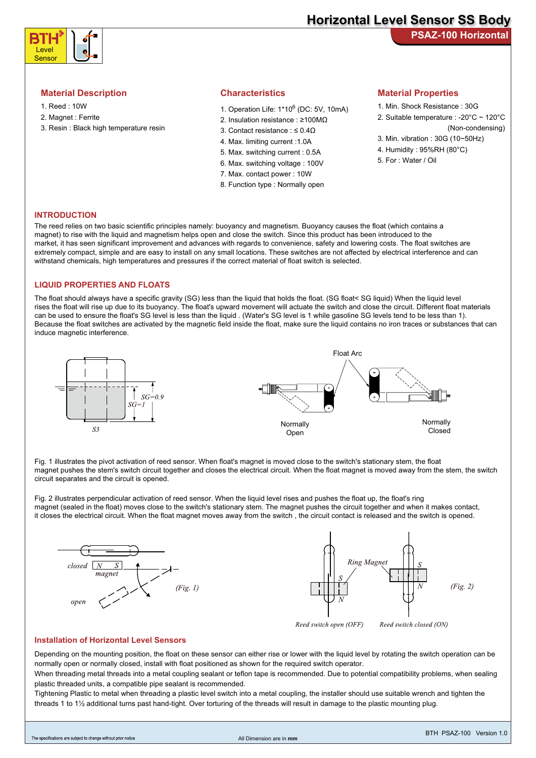# Horizontal Level Sensor SS Body

## PSAZ-100 Horizontal

BTH Level Sensor

### Material Description

1. Reed : 10W
2. Magnet : Ferrite
3. Resin : Black high temperature resin

### Characteristics

1. Operation Life: 1*$10^6$ (DC: 5V, 10mA)
2. Insulation resistance : ≥100MΩ
3. Contact resistance : ≤ 0.4Ω
4. Max. limiting current :1.0A
5. Max. switching current : 0.5A
6. Max. switching voltage : 100V
7. Max. contact power : 10W
8. Function type : Normally open

### Material Properties

1. Min. Shock Resistance : 30G
2. Suitable temperature : -20°C ~ 120°C (Non-condensing)
3. Min. vibration : 30G (10~50Hz)
4. Humidity : 95%RH (80°C)
5. For : Water / Oil

### INTRODUCTION

The reed relies on two basic scientific principles namely: buoyancy and magnetism. Buoyancy causes the float (which contains a magnet) to rise with the liquid and magnetism helps open and close the switch. Since this product has been introduced to the market, it has seen significant improvement and advances with regards to convenience, safety and lowering costs. The float switches are extremely compact, simple and are easy to install on any small locations. These switches are not affected by electrical interference and can withstand chemicals, high temperatures and pressures if the correct material of float switch is selected.

### LIQUID PROPERTIES AND FLOATS

The float should always have a specific gravity (SG) less than the liquid that holds the float. (SG float< SG liquid) When the liquid level rises the float will rise up due to its buoyancy. The float's upward movement will actuate the switch and close the circuit. Different float materials can be used to ensure the float's SG level is less than the liquid . (Water's SG level is 1 while gasoline SG levels tend to be less than 1). Because the float switches are activated by the magnetic field inside the float, make sure the liquid contains no iron traces or substances that can induce magnetic interference.

SG=0.9
SG=1
S3

Float Arc

Normally Open

Normally Closed

Fig. 1 illustrates the pivot activation of reed sensor. When float's magnet is moved close to the switch's stationary stem, the float magnet pushes the stem's switch circuit together and closes the electrical circuit. When the float magnet is moved away from the stem, the switch circuit separates and the circuit is opened.

Fig. 2 illustrates perpendicular activation of reed sensor. When the liquid level rises and pushes the float up, the float's ring magnet (sealed in the float) moves close to the switch's stationary stem. The magnet pushes the circuit together and when it makes contact, it closes the electrical circuit. When the float magnet moves away from the switch , the circuit contact is released and the switch is opened.

closed N S
magnet
open
(Fig. 1)

Ring Magnet
S N
S N
Reed switch open (OFF)
Reed switch closed (ON)
(Fig. 2)

### Installation of Horizontal Level Sensors

Depending on the mounting position, the float on these sensor can either rise or lower with the liquid level by rotating the switch operation can be normally open or normally closed, install with float positioned as shown for the required switch operator.

When threading metal threads into a metal coupling sealant or teflon tape is recommended. Due to potential compatibility problems, when sealing plastic threaded units, a compatible pipe sealant is recommended.

Tightening Plastic to metal when threading a plastic level switch into a metal coupling, the installer should use suitable wrench and tighten the threads 1 to 1½ additional turns past hand-tight. Over torturing of the threads will result in damage to the plastic mounting plug.

The specifications are subject to change without prior notice

All Dimension are in **mm**